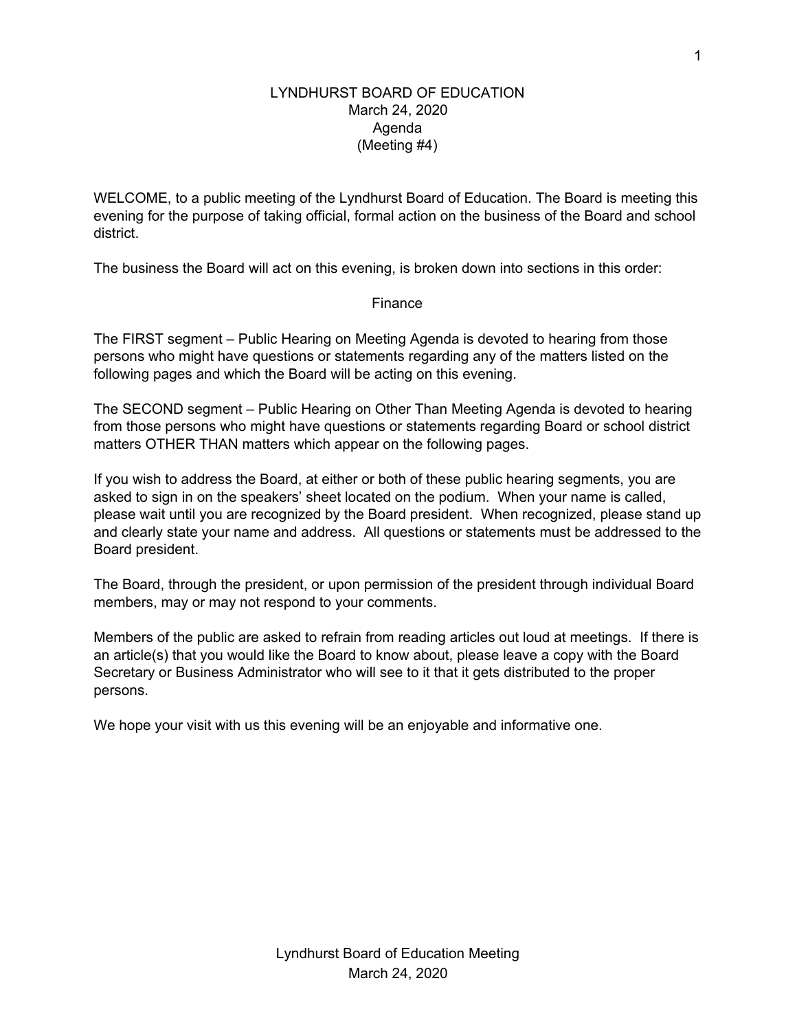# LYNDHURST BOARD OF EDUCATION
## March 24, 2020
## Agenda
## (Meeting #4)

WELCOME, to a public meeting of the Lyndhurst Board of Education. The Board is meeting this evening for the purpose of taking official, formal action on the business of the Board and school district.

The business the Board will act on this evening, is broken down into sections in this order:

Finance

The FIRST segment – Public Hearing on Meeting Agenda is devoted to hearing from those persons who might have questions or statements regarding any of the matters listed on the following pages and which the Board will be acting on this evening.

The SECOND segment – Public Hearing on Other Than Meeting Agenda is devoted to hearing from those persons who might have questions or statements regarding Board or school district matters OTHER THAN matters which appear on the following pages.

If you wish to address the Board, at either or both of these public hearing segments, you are asked to sign in on the speakers' sheet located on the podium. When your name is called, please wait until you are recognized by the Board president. When recognized, please stand up and clearly state your name and address. All questions or statements must be addressed to the Board president.

The Board, through the president, or upon permission of the president through individual Board members, may or may not respond to your comments.

Members of the public are asked to refrain from reading articles out loud at meetings. If there is an article(s) that you would like the Board to know about, please leave a copy with the Board Secretary or Business Administrator who will see to it that it gets distributed to the proper persons.

We hope your visit with us this evening will be an enjoyable and informative one.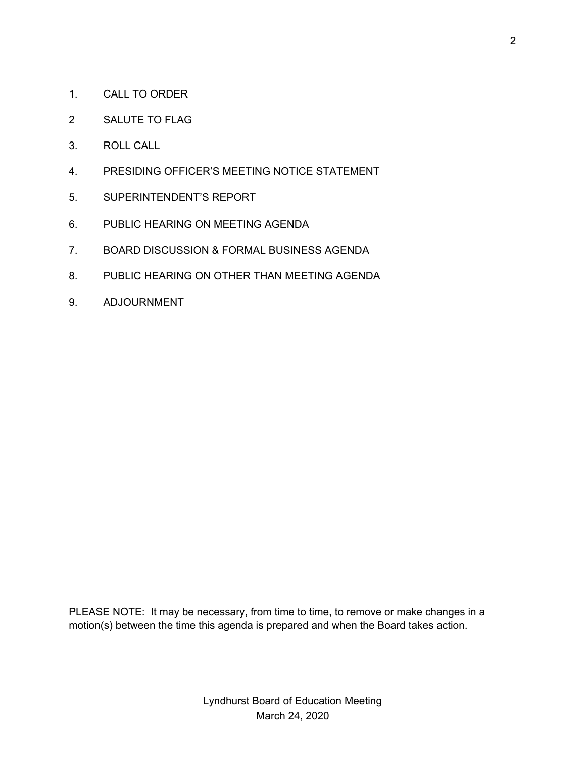1. CALL TO ORDER
2 SALUTE TO FLAG
3. ROLL CALL
4. PRESIDING OFFICER'S MEETING NOTICE STATEMENT
5. SUPERINTENDENT'S REPORT
6. PUBLIC HEARING ON MEETING AGENDA
7. BOARD DISCUSSION & FORMAL BUSINESS AGENDA
8. PUBLIC HEARING ON OTHER THAN MEETING AGENDA
9. ADJOURNMENT

PLEASE NOTE: It may be necessary, from time to time, to remove or make changes in a motion(s) between the time this agenda is prepared and when the Board takes action.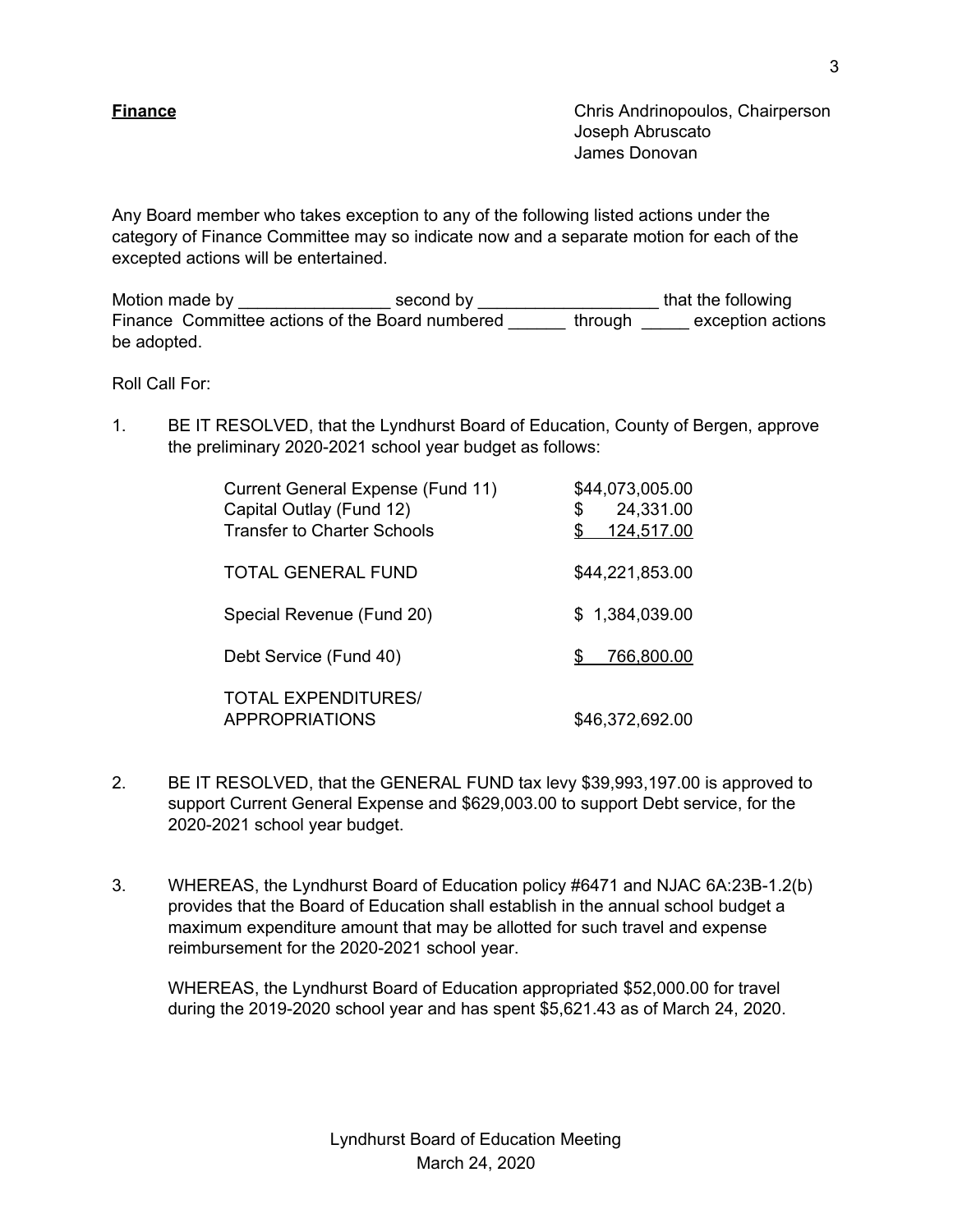**Finance**

Chris Andrinopoulos, Chairperson
Joseph Abruscato
James Donovan

Any Board member who takes exception to any of the following listed actions under the category of Finance Committee may so indicate now and a separate motion for each of the excepted actions will be entertained.

Motion made by ________________ second by ___________________ that the following Finance Committee actions of the Board numbered ______ through _____ exception actions be adopted.

Roll Call For:

1. BE IT RESOLVED, that the Lyndhurst Board of Education, County of Bergen, approve the preliminary 2020-2021 school year budget as follows:

| | |
|---|---|
| Current General Expense (Fund 11) | $44,073,005.00 |
| Capital Outlay (Fund 12) | $ 24,331.00 |
| Transfer to Charter Schools | $ 124,517.00 |
| TOTAL GENERAL FUND | $44,221,853.00 |
| Special Revenue (Fund 20) | $ 1,384,039.00 |
| Debt Service (Fund 40) | $ 766,800.00 |
| TOTAL EXPENDITURES/ APPROPRIATIONS | $46,372,692.00 |

2. BE IT RESOLVED, that the GENERAL FUND tax levy $39,993,197.00 is approved to support Current General Expense and $629,003.00 to support Debt service, for the 2020-2021 school year budget.

3. WHEREAS, the Lyndhurst Board of Education policy #6471 and NJAC 6A:23B-1.2(b) provides that the Board of Education shall establish in the annual school budget a maximum expenditure amount that may be allotted for such travel and expense reimbursement for the 2020-2021 school year.

   WHEREAS, the Lyndhurst Board of Education appropriated $52,000.00 for travel during the 2019-2020 school year and has spent $5,621.43 as of March 24, 2020.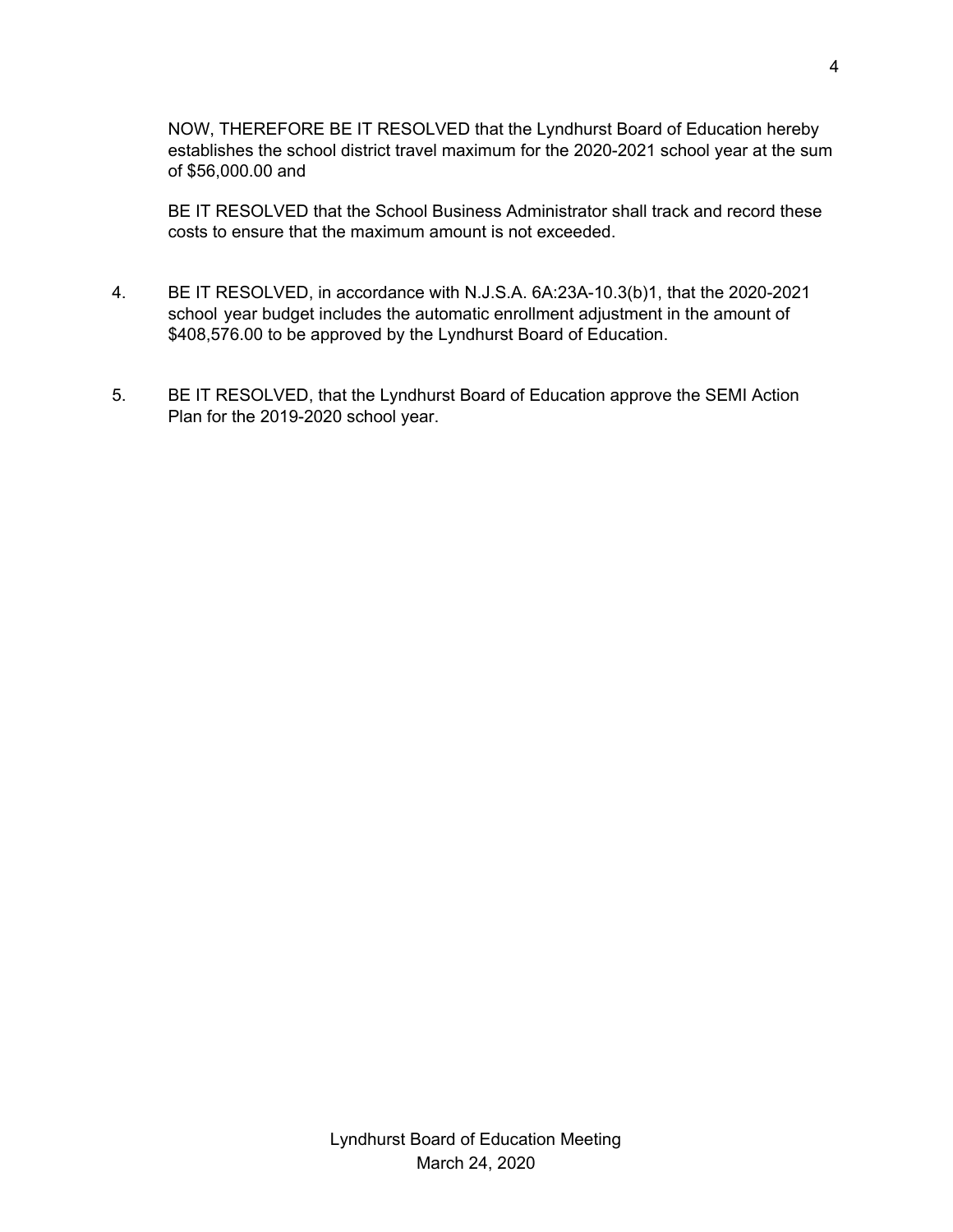NOW, THEREFORE BE IT RESOLVED that the Lyndhurst Board of Education hereby establishes the school district travel maximum for the 2020-2021 school year at the sum of $56,000.00 and

BE IT RESOLVED that the School Business Administrator shall track and record these costs to ensure that the maximum amount is not exceeded.

4. BE IT RESOLVED, in accordance with N.J.S.A. 6A:23A-10.3(b)1, that the 2020-2021 school year budget includes the automatic enrollment adjustment in the amount of $408,576.00 to be approved by the Lyndhurst Board of Education.

5. BE IT RESOLVED, that the Lyndhurst Board of Education approve the SEMI Action Plan for the 2019-2020 school year.